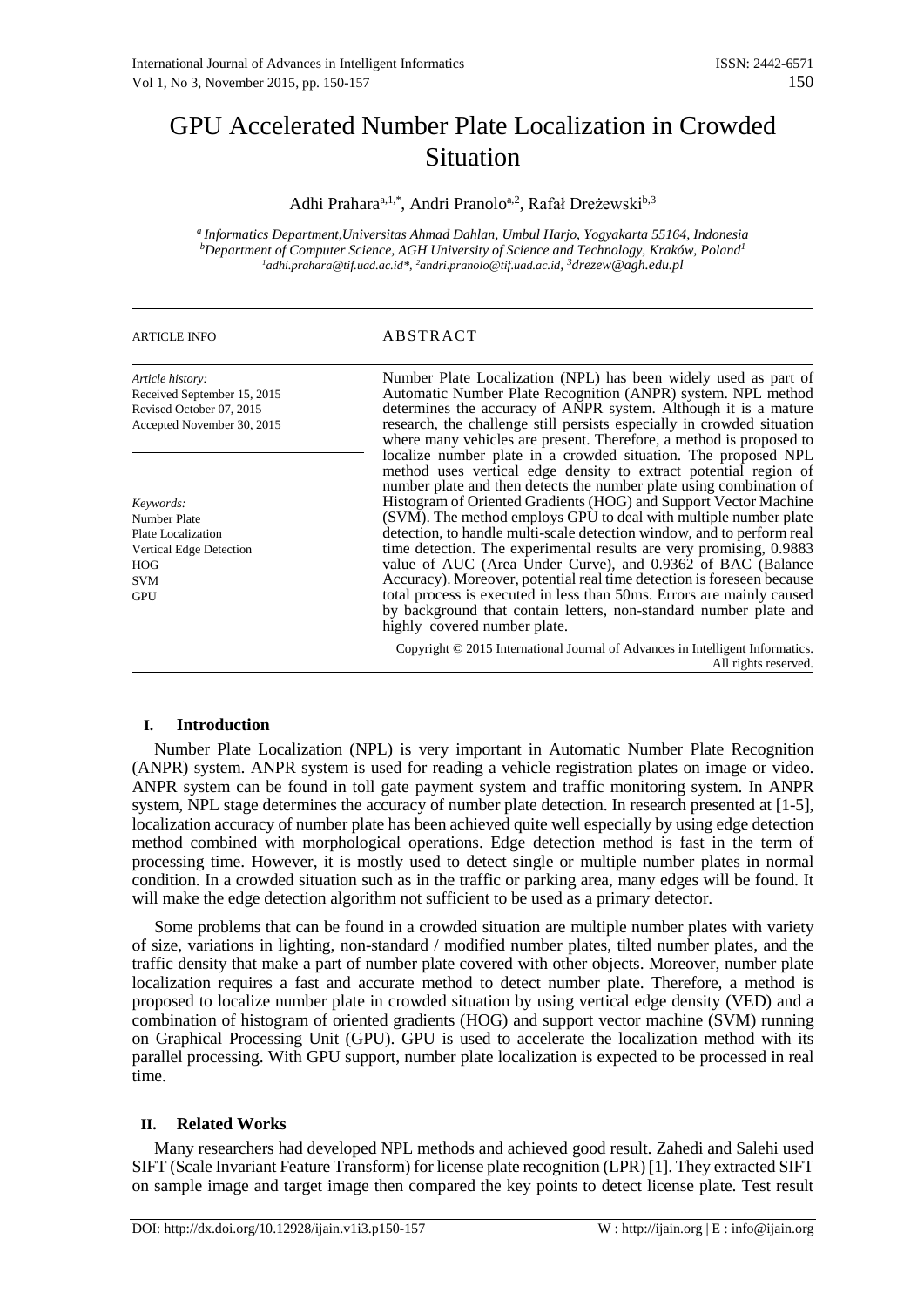# GPU Accelerated Number Plate Localization in Crowded Situation

Adhi Prahara[a,1,*], Andri Pranolo[a,2], Rafał Dreżewski[b,3]

[a] Informatics Department,Universitas Ahmad Dahlan, Umbul Harjo, Yogyakarta 55164, Indonesia
[b] Department of Computer Science, AGH University of Science and Technology, Kraków, Poland[1]
[1] adhi.prahara@tif.uad.ac.id*, [2] andri.pranolo@tif.uad.ac.id, [3] drezew@agh.edu.pl

---

**ARTICLE INFO**

*Article history:*
Received September 15, 2015
Revised October 07, 2015
Accepted November 30, 2015

*Keywords:*
Number Plate
Plate Localization
Vertical Edge Detection
HOG
SVM
GPU

**ABSTRACT**

Number Plate Localization (NPL) has been widely used as part of Automatic Number Plate Recognition (ANPR) system. NPL method determines the accuracy of ANPR system. Although it is a mature research, the challenge still persists especially in crowded situation where many vehicles are present. Therefore, a method is proposed to localize number plate in a crowded situation. The proposed NPL method uses vertical edge density to extract potential region of number plate and then detects the number plate using combination of Histogram of Oriented Gradients (HOG) and Support Vector Machine (SVM). The method employs GPU to deal with multiple number plate detection, to handle multi-scale detection window, and to perform real time detection. The experimental results are very promising, 0.9883 value of AUC (Area Under Curve), and 0.9362 of BAC (Balance Accuracy). Moreover, potential real time detection is foreseen because total process is executed in less than 50ms. Errors are mainly caused by background that contain letters, non-standard number plate and highly covered number plate.

Copyright © 2015 International Journal of Advances in Intelligent Informatics. All rights reserved.

---

## I. Introduction

Number Plate Localization (NPL) is very important in Automatic Number Plate Recognition (ANPR) system. ANPR system is used for reading a vehicle registration plates on image or video. ANPR system can be found in toll gate payment system and traffic monitoring system. In ANPR system, NPL stage determines the accuracy of number plate detection. In research presented at [1-5], localization accuracy of number plate has been achieved quite well especially by using edge detection method combined with morphological operations. Edge detection method is fast in the term of processing time. However, it is mostly used to detect single or multiple number plates in normal condition. In a crowded situation such as in the traffic or parking area, many edges will be found. It will make the edge detection algorithm not sufficient to be used as a primary detector.

Some problems that can be found in a crowded situation are multiple number plates with variety of size, variations in lighting, non-standard / modified number plates, tilted number plates, and the traffic density that make a part of number plate covered with other objects. Moreover, number plate localization requires a fast and accurate method to detect number plate. Therefore, a method is proposed to localize number plate in crowded situation by using vertical edge density (VED) and a combination of histogram of oriented gradients (HOG) and support vector machine (SVM) running on Graphical Processing Unit (GPU). GPU is used to accelerate the localization method with its parallel processing. With GPU support, number plate localization is expected to be processed in real time.

## II. Related Works

Many researchers had developed NPL methods and achieved good result. Zahedi and Salehi used SIFT (Scale Invariant Feature Transform) for license plate recognition (LPR) [1]. They extracted SIFT on sample image and target image then compared the key points to detect license plate. Test result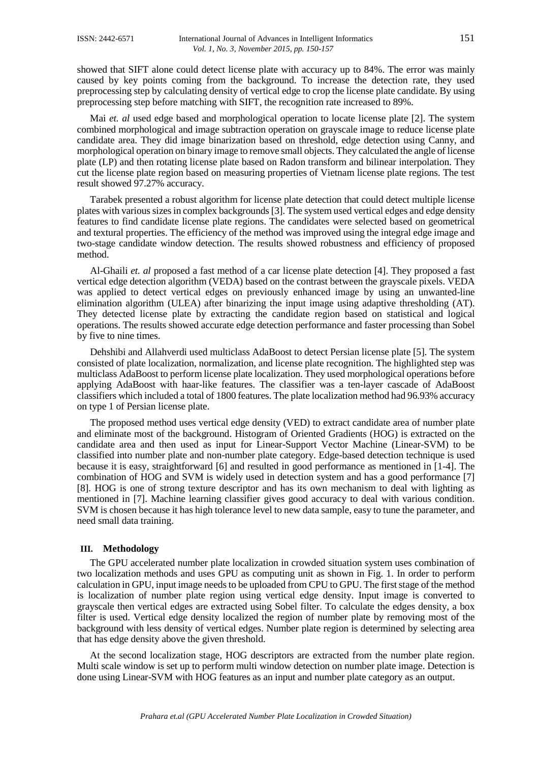showed that SIFT alone could detect license plate with accuracy up to 84%. The error was mainly caused by key points coming from the background. To increase the detection rate, they used preprocessing step by calculating density of vertical edge to crop the license plate candidate. By using preprocessing step before matching with SIFT, the recognition rate increased to 89%.

Mai *et. al* used edge based and morphological operation to locate license plate [2]. The system combined morphological and image subtraction operation on grayscale image to reduce license plate candidate area. They did image binarization based on threshold, edge detection using Canny, and morphological operation on binary image to remove small objects. They calculated the angle of license plate (LP) and then rotating license plate based on Radon transform and bilinear interpolation. They cut the license plate region based on measuring properties of Vietnam license plate regions. The test result showed 97.27% accuracy.

Tarabek presented a robust algorithm for license plate detection that could detect multiple license plates with various sizes in complex backgrounds [3]. The system used vertical edges and edge density features to find candidate license plate regions. The candidates were selected based on geometrical and textural properties. The efficiency of the method was improved using the integral edge image and two-stage candidate window detection. The results showed robustness and efficiency of proposed method.

Al-Ghaili *et. al* proposed a fast method of a car license plate detection [4]. They proposed a fast vertical edge detection algorithm (VEDA) based on the contrast between the grayscale pixels. VEDA was applied to detect vertical edges on previously enhanced image by using an unwanted-line elimination algorithm (ULEA) after binarizing the input image using adaptive thresholding (AT). They detected license plate by extracting the candidate region based on statistical and logical operations. The results showed accurate edge detection performance and faster processing than Sobel by five to nine times.

Dehshibi and Allahverdi used multiclass AdaBoost to detect Persian license plate [5]. The system consisted of plate localization, normalization, and license plate recognition. The highlighted step was multiclass AdaBoost to perform license plate localization. They used morphological operations before applying AdaBoost with haar-like features. The classifier was a ten-layer cascade of AdaBoost classifiers which included a total of 1800 features. The plate localization method had 96.93% accuracy on type 1 of Persian license plate.

The proposed method uses vertical edge density (VED) to extract candidate area of number plate and eliminate most of the background. Histogram of Oriented Gradients (HOG) is extracted on the candidate area and then used as input for Linear-Support Vector Machine (Linear-SVM) to be classified into number plate and non-number plate category. Edge-based detection technique is used because it is easy, straightforward [6] and resulted in good performance as mentioned in [1-4]. The combination of HOG and SVM is widely used in detection system and has a good performance [7] [8]. HOG is one of strong texture descriptor and has its own mechanism to deal with lighting as mentioned in [7]. Machine learning classifier gives good accuracy to deal with various condition. SVM is chosen because it has high tolerance level to new data sample, easy to tune the parameter, and need small data training.

## III. Methodology

The GPU accelerated number plate localization in crowded situation system uses combination of two localization methods and uses GPU as computing unit as shown in Fig. 1. In order to perform calculation in GPU, input image needs to be uploaded from CPU to GPU. The first stage of the method is localization of number plate region using vertical edge density. Input image is converted to grayscale then vertical edges are extracted using Sobel filter. To calculate the edges density, a box filter is used. Vertical edge density localized the region of number plate by removing most of the background with less density of vertical edges. Number plate region is determined by selecting area that has edge density above the given threshold.

At the second localization stage, HOG descriptors are extracted from the number plate region. Multi scale window is set up to perform multi window detection on number plate image. Detection is done using Linear-SVM with HOG features as an input and number plate category as an output.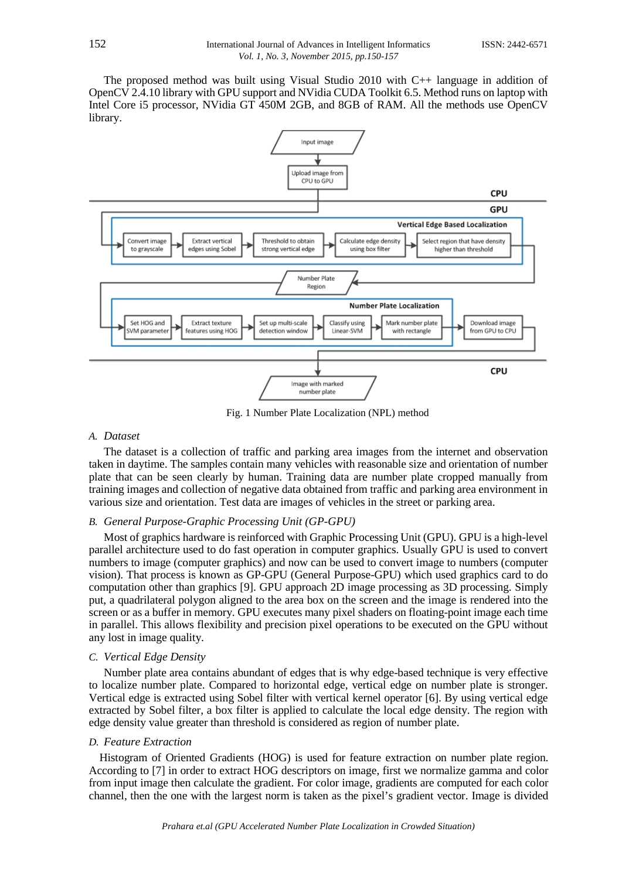The proposed method was built using Visual Studio 2010 with C++ language in addition of OpenCV 2.4.10 library with GPU support and NVidia CUDA Toolkit 6.5. Method runs on laptop with Intel Core i5 processor, NVidia GT 450M 2GB, and 8GB of RAM. All the methods use OpenCV library.

Fig. 1 Number Plate Localization (NPL) method

### A. Dataset

The dataset is a collection of traffic and parking area images from the internet and observation taken in daytime. The samples contain many vehicles with reasonable size and orientation of number plate that can be seen clearly by human. Training data are number plate cropped manually from training images and collection of negative data obtained from traffic and parking area environment in various size and orientation. Test data are images of vehicles in the street or parking area.

### B. General Purpose-Graphic Processing Unit (GP-GPU)

Most of graphics hardware is reinforced with Graphic Processing Unit (GPU). GPU is a high-level parallel architecture used to do fast operation in computer graphics. Usually GPU is used to convert numbers to image (computer graphics) and now can be used to convert image to numbers (computer vision). That process is known as GP-GPU (General Purpose-GPU) which used graphics card to do computation other than graphics [9]. GPU approach 2D image processing as 3D processing. Simply put, a quadrilateral polygon aligned to the area box on the screen and the image is rendered into the screen or as a buffer in memory. GPU executes many pixel shaders on floating-point image each time in parallel. This allows flexibility and precision pixel operations to be executed on the GPU without any lost in image quality.

### C. Vertical Edge Density

Number plate area contains abundant of edges that is why edge-based technique is very effective to localize number plate. Compared to horizontal edge, vertical edge on number plate is stronger. Vertical edge is extracted using Sobel filter with vertical kernel operator [6]. By using vertical edge extracted by Sobel filter, a box filter is applied to calculate the local edge density. The region with edge density value greater than threshold is considered as region of number plate.

### D. Feature Extraction

Histogram of Oriented Gradients (HOG) is used for feature extraction on number plate region. According to [7] in order to extract HOG descriptors on image, first we normalize gamma and color from input image then calculate the gradient. For color image, gradients are computed for each color channel, then the one with the largest norm is taken as the pixel's gradient vector. Image is divided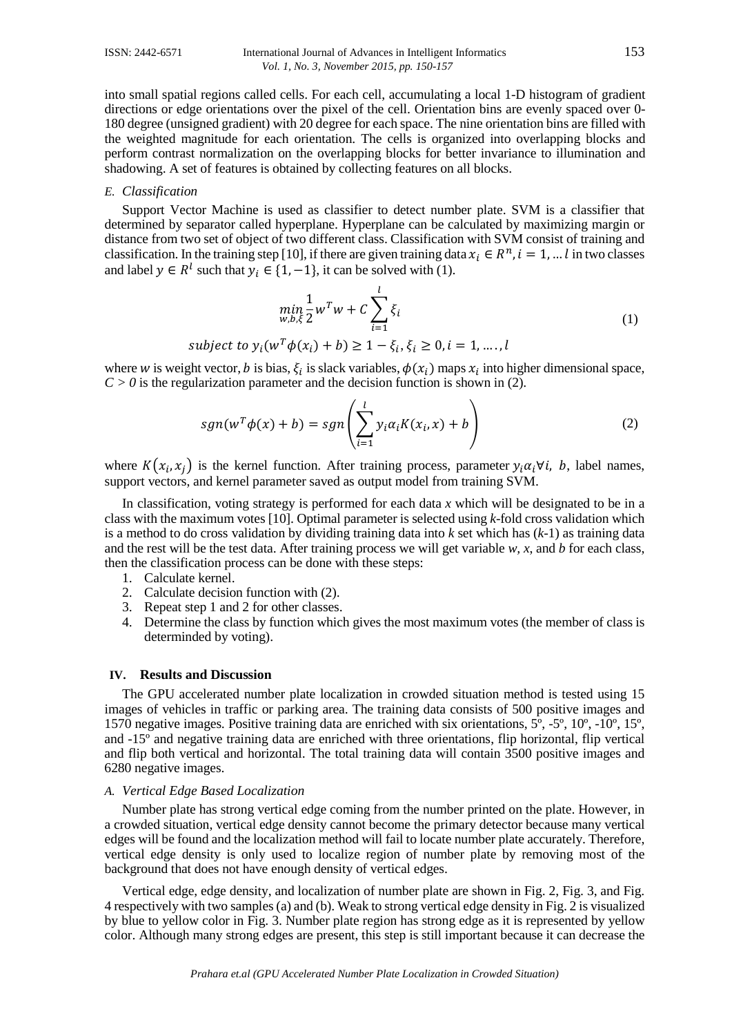into small spatial regions called cells. For each cell, accumulating a local 1-D histogram of gradient directions or edge orientations over the pixel of the cell. Orientation bins are evenly spaced over 0-180 degree (unsigned gradient) with 20 degree for each space. The nine orientation bins are filled with the weighted magnitude for each orientation. The cells is organized into overlapping blocks and perform contrast normalization on the overlapping blocks for better invariance to illumination and shadowing. A set of features is obtained by collecting features on all blocks.

### *E. Classification*

Support Vector Machine is used as classifier to detect number plate. SVM is a classifier that determined by separator called hyperplane. Hyperplane can be calculated by maximizing margin or distance from two set of object of two different class. Classification with SVM consist of training and classification. In the training step [10], if there are given training data $x_i \in R^n, i = 1, \ldots l$ in two classes and label $y \in R^l$ such that $y_i \in \{1, -1\}$, it can be solved with (1).

$$\min_{w,b,\xi} \frac{1}{2} w^T w + C \sum_{i=1}^{l} \xi_i$$
$$\text{subject to } y_i(w^T \phi(x_i) + b) \geq 1 - \xi_i, \xi_i \geq 0, i = 1, \ldots., l \tag{1}$$

where $w$ is weight vector, $b$ is bias, $\xi_i$ is slack variables, $\phi(x_i)$ maps $x_i$ into higher dimensional space, $C > 0$ is the regularization parameter and the decision function is shown in (2).

$$sgn(w^T \phi(x) + b) = sgn\left(\sum_{i=1}^{l} y_i \alpha_i K(x_i, x) + b\right) \tag{2}$$

where $K(x_i, x_j)$ is the kernel function. After training process, parameter $y_i \alpha_i \forall i$, $b$, label names, support vectors, and kernel parameter saved as output model from training SVM.

In classification, voting strategy is performed for each data $x$ which will be designated to be in a class with the maximum votes [10]. Optimal parameter is selected using $k$-fold cross validation which is a method to do cross validation by dividing training data into $k$ set which has ($k$-1) as training data and the rest will be the test data. After training process we will get variable $w$, $x$, and $b$ for each class, then the classification process can be done with these steps:

1. Calculate kernel.
2. Calculate decision function with (2).
3. Repeat step 1 and 2 for other classes.
4. Determine the class by function which gives the most maximum votes (the member of class is determinded by voting).

## IV. Results and Discussion

The GPU accelerated number plate localization in crowded situation method is tested using 15 images of vehicles in traffic or parking area. The training data consists of 500 positive images and 1570 negative images. Positive training data are enriched with six orientations, 5º, -5º, 10º, -10º, 15º, and -15º and negative training data are enriched with three orientations, flip horizontal, flip vertical and flip both vertical and horizontal. The total training data will contain 3500 positive images and 6280 negative images.

### *A. Vertical Edge Based Localization*

Number plate has strong vertical edge coming from the number printed on the plate. However, in a crowded situation, vertical edge density cannot become the primary detector because many vertical edges will be found and the localization method will fail to locate number plate accurately. Therefore, vertical edge density is only used to localize region of number plate by removing most of the background that does not have enough density of vertical edges.

Vertical edge, edge density, and localization of number plate are shown in Fig. 2, Fig. 3, and Fig. 4 respectively with two samples (a) and (b). Weak to strong vertical edge density in Fig. 2 is visualized by blue to yellow color in Fig. 3. Number plate region has strong edge as it is represented by yellow color. Although many strong edges are present, this step is still important because it can decrease the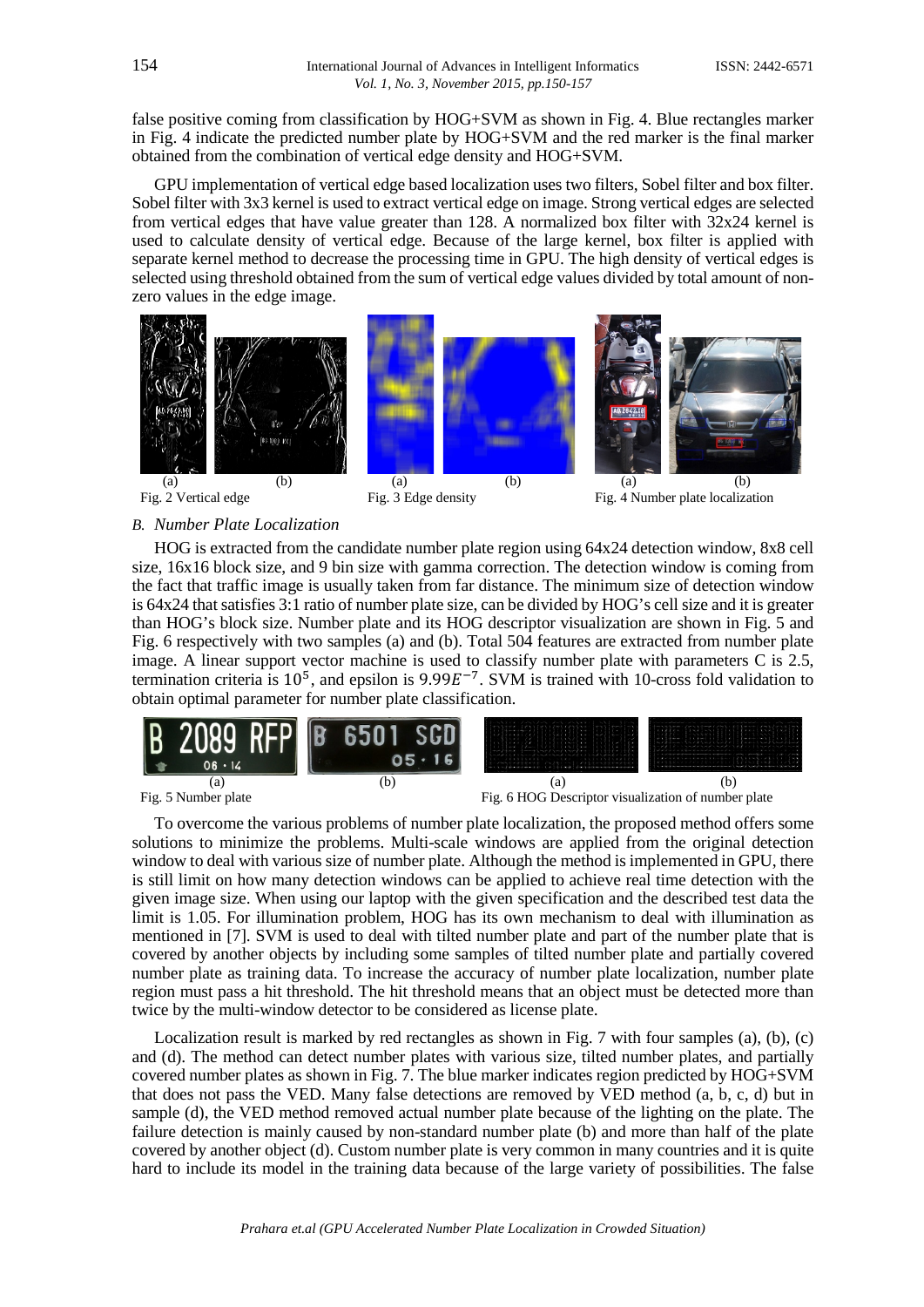false positive coming from classification by HOG+SVM as shown in Fig. 4. Blue rectangles marker in Fig. 4 indicate the predicted number plate by HOG+SVM and the red marker is the final marker obtained from the combination of vertical edge density and HOG+SVM.

GPU implementation of vertical edge based localization uses two filters, Sobel filter and box filter. Sobel filter with 3x3 kernel is used to extract vertical edge on image. Strong vertical edges are selected from vertical edges that have value greater than 128. A normalized box filter with 32x24 kernel is used to calculate density of vertical edge. Because of the large kernel, box filter is applied with separate kernel method to decrease the processing time in GPU. The high density of vertical edges is selected using threshold obtained from the sum of vertical edge values divided by total amount of non-zero values in the edge image.

(a) (b)
Fig. 2 Vertical edge

(a) (b)
Fig. 3 Edge density

(a) (b)
Fig. 4 Number plate localization

### *B. Number Plate Localization*

HOG is extracted from the candidate number plate region using 64x24 detection window, 8x8 cell size, 16x16 block size, and 9 bin size with gamma correction. The detection window is coming from the fact that traffic image is usually taken from far distance. The minimum size of detection window is 64x24 that satisfies 3:1 ratio of number plate size, can be divided by HOG's cell size and it is greater than HOG's block size. Number plate and its HOG descriptor visualization are shown in Fig. 5 and Fig. 6 respectively with two samples (a) and (b). Total 504 features are extracted from number plate image. A linear support vector machine is used to classify number plate with parameters C is 2.5, termination criteria is $10^5$, and epsilon is $9.99E^{-7}$. SVM is trained with 10-cross fold validation to obtain optimal parameter for number plate classification.

(a) (b)
Fig. 5 Number plate

(a) (b)
Fig. 6 HOG Descriptor visualization of number plate

To overcome the various problems of number plate localization, the proposed method offers some solutions to minimize the problems. Multi-scale windows are applied from the original detection window to deal with various size of number plate. Although the method is implemented in GPU, there is still limit on how many detection windows can be applied to achieve real time detection with the given image size. When using our laptop with the given specification and the described test data the limit is 1.05. For illumination problem, HOG has its own mechanism to deal with illumination as mentioned in [7]. SVM is used to deal with tilted number plate and part of the number plate that is covered by another objects by including some samples of tilted number plate and partially covered number plate as training data. To increase the accuracy of number plate localization, number plate region must pass a hit threshold. The hit threshold means that an object must be detected more than twice by the multi-window detector to be considered as license plate.

Localization result is marked by red rectangles as shown in Fig. 7 with four samples (a), (b), (c) and (d). The method can detect number plates with various size, tilted number plates, and partially covered number plates as shown in Fig. 7. The blue marker indicates region predicted by HOG+SVM that does not pass the VED. Many false detections are removed by VED method (a, b, c, d) but in sample (d), the VED method removed actual number plate because of the lighting on the plate. The failure detection is mainly caused by non-standard number plate (b) and more than half of the plate covered by another object (d). Custom number plate is very common in many countries and it is quite hard to include its model in the training data because of the large variety of possibilities. The false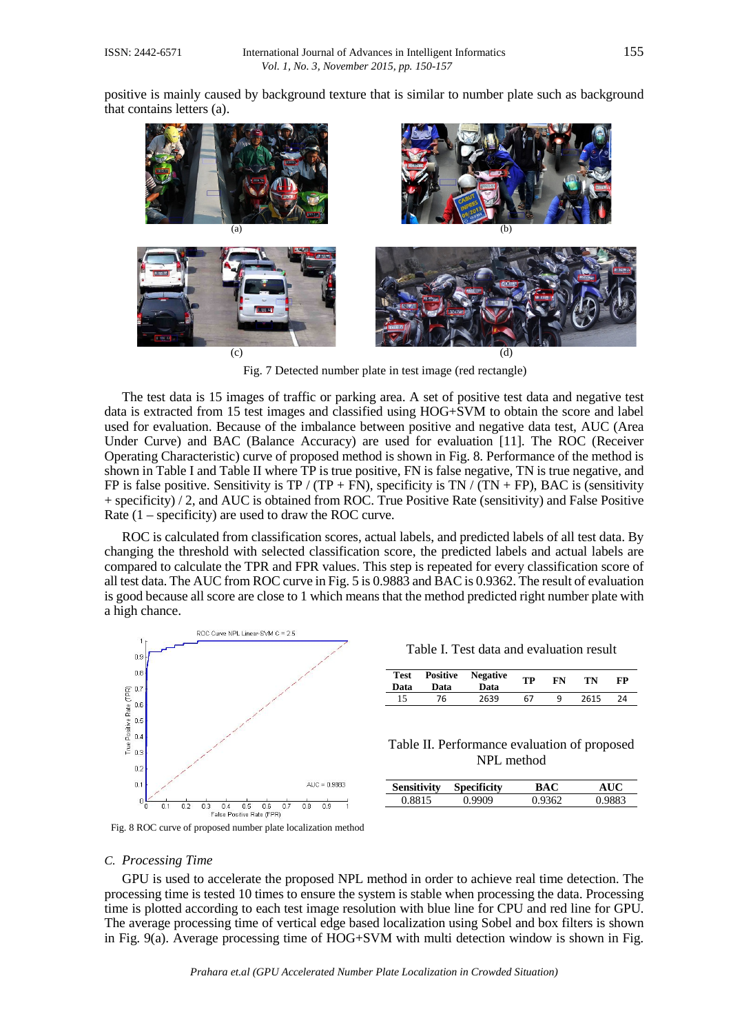positive is mainly caused by background texture that is similar to number plate such as background that contains letters (a).

(a) (b)

(c) (d)

Fig. 7 Detected number plate in test image (red rectangle)

The test data is 15 images of traffic or parking area. A set of positive test data and negative test data is extracted from 15 test images and classified using HOG+SVM to obtain the score and label used for evaluation. Because of the imbalance between positive and negative data test, AUC (Area Under Curve) and BAC (Balance Accuracy) are used for evaluation [11]. The ROC (Receiver Operating Characteristic) curve of proposed method is shown in Fig. 8. Performance of the method is shown in Table I and Table II where TP is true positive, FN is false negative, TN is true negative, and FP is false positive. Sensitivity is TP / (TP + FN), specificity is TN / (TN + FP), BAC is (sensitivity + specificity) / 2, and AUC is obtained from ROC. True Positive Rate (sensitivity) and False Positive Rate (1 – specificity) are used to draw the ROC curve.

ROC is calculated from classification scores, actual labels, and predicted labels of all test data. By changing the threshold with selected classification score, the predicted labels and actual labels are compared to calculate the TPR and FPR values. This step is repeated for every classification score of all test data. The AUC from ROC curve in Fig. 5 is 0.9883 and BAC is 0.9362. The result of evaluation is good because all score are close to 1 which means that the method predicted right number plate with a high chance.

Fig. 8 ROC curve of proposed number plate localization method

Table I. Test data and evaluation result

| Test Data | Positive Data | Negative Data | TP | FN | TN | FP |
|---|---|---|---|---|---|---|
| 15 | 76 | 2639 | 67 | 9 | 2615 | 24 |

Table II. Performance evaluation of proposed NPL method

| Sensitivity | Specificity | BAC | AUC |
|---|---|---|---|
| 0.8815 | 0.9909 | 0.9362 | 0.9883 |

### *C. Processing Time*

GPU is used to accelerate the proposed NPL method in order to achieve real time detection. The processing time is tested 10 times to ensure the system is stable when processing the data. Processing time is plotted according to each test image resolution with blue line for CPU and red line for GPU. The average processing time of vertical edge based localization using Sobel and box filters is shown in Fig. 9(a). Average processing time of HOG+SVM with multi detection window is shown in Fig.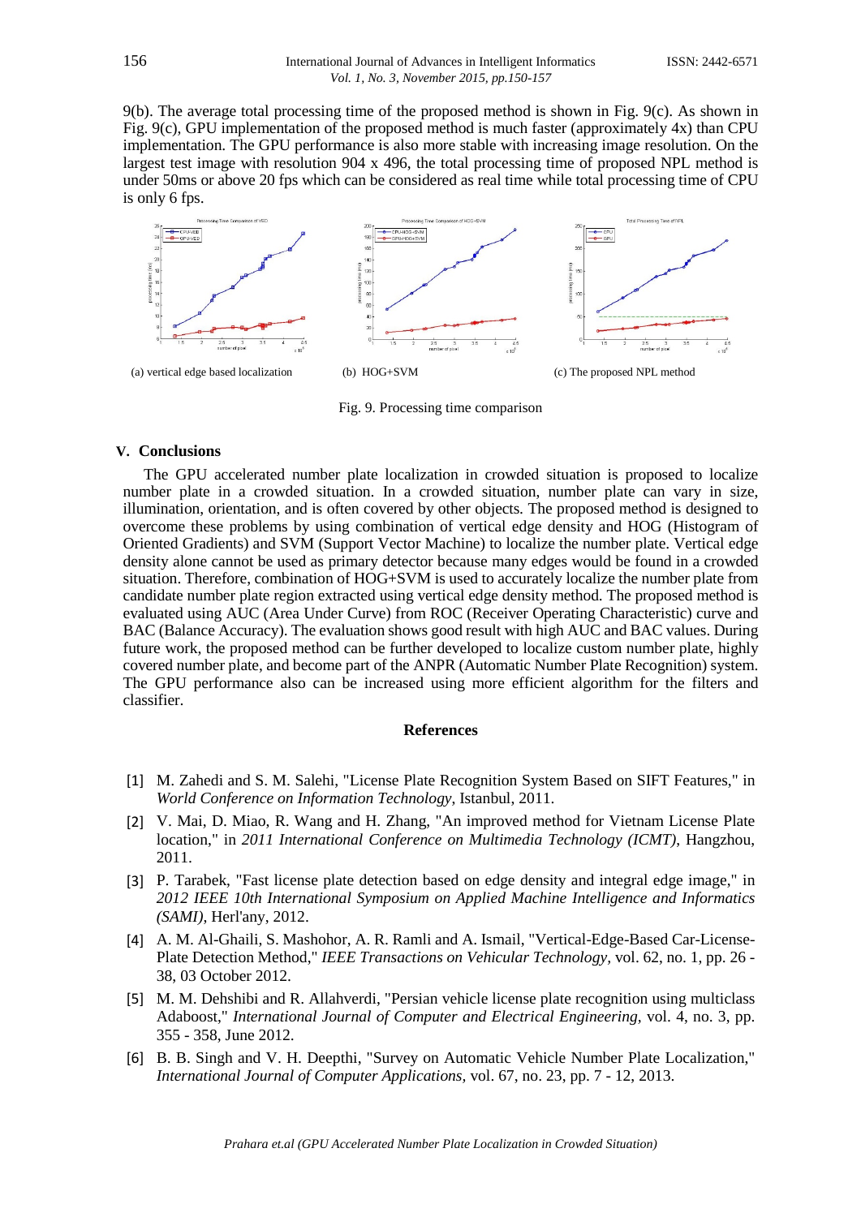9(b). The average total processing time of the proposed method is shown in Fig. 9(c). As shown in Fig. 9(c), GPU implementation of the proposed method is much faster (approximately 4x) than CPU implementation. The GPU performance is also more stable with increasing image resolution. On the largest test image with resolution 904 x 496, the total processing time of proposed NPL method is under 50ms or above 20 fps which can be considered as real time while total processing time of CPU is only 6 fps.

(a) vertical edge based localization (b) HOG+SVM (c) The proposed NPL method

Fig. 9. Processing time comparison

## V. Conclusions

The GPU accelerated number plate localization in crowded situation is proposed to localize number plate in a crowded situation. In a crowded situation, number plate can vary in size, illumination, orientation, and is often covered by other objects. The proposed method is designed to overcome these problems by using combination of vertical edge density and HOG (Histogram of Oriented Gradients) and SVM (Support Vector Machine) to localize the number plate. Vertical edge density alone cannot be used as primary detector because many edges would be found in a crowded situation. Therefore, combination of HOG+SVM is used to accurately localize the number plate from candidate number plate region extracted using vertical edge density method. The proposed method is evaluated using AUC (Area Under Curve) from ROC (Receiver Operating Characteristic) curve and BAC (Balance Accuracy). The evaluation shows good result with high AUC and BAC values. During future work, the proposed method can be further developed to localize custom number plate, highly covered number plate, and become part of the ANPR (Automatic Number Plate Recognition) system. The GPU performance also can be increased using more efficient algorithm for the filters and classifier.

## References

[1] M. Zahedi and S. M. Salehi, "License Plate Recognition System Based on SIFT Features," in *World Conference on Information Technology*, Istanbul, 2011.

[2] V. Mai, D. Miao, R. Wang and H. Zhang, "An improved method for Vietnam License Plate location," in *2011 International Conference on Multimedia Technology (ICMT)*, Hangzhou, 2011.

[3] P. Tarabek, "Fast license plate detection based on edge density and integral edge image," in *2012 IEEE 10th International Symposium on Applied Machine Intelligence and Informatics (SAMI)*, Herl'any, 2012.

[4] A. M. Al-Ghaili, S. Mashohor, A. R. Ramli and A. Ismail, "Vertical-Edge-Based Car-License-Plate Detection Method," *IEEE Transactions on Vehicular Technology*, vol. 62, no. 1, pp. 26 - 38, 03 October 2012.

[5] M. M. Dehshibi and R. Allahverdi, "Persian vehicle license plate recognition using multiclass Adaboost," *International Journal of Computer and Electrical Engineering*, vol. 4, no. 3, pp. 355 - 358, June 2012.

[6] B. B. Singh and V. H. Deepthi, "Survey on Automatic Vehicle Number Plate Localization," *International Journal of Computer Applications*, vol. 67, no. 23, pp. 7 - 12, 2013.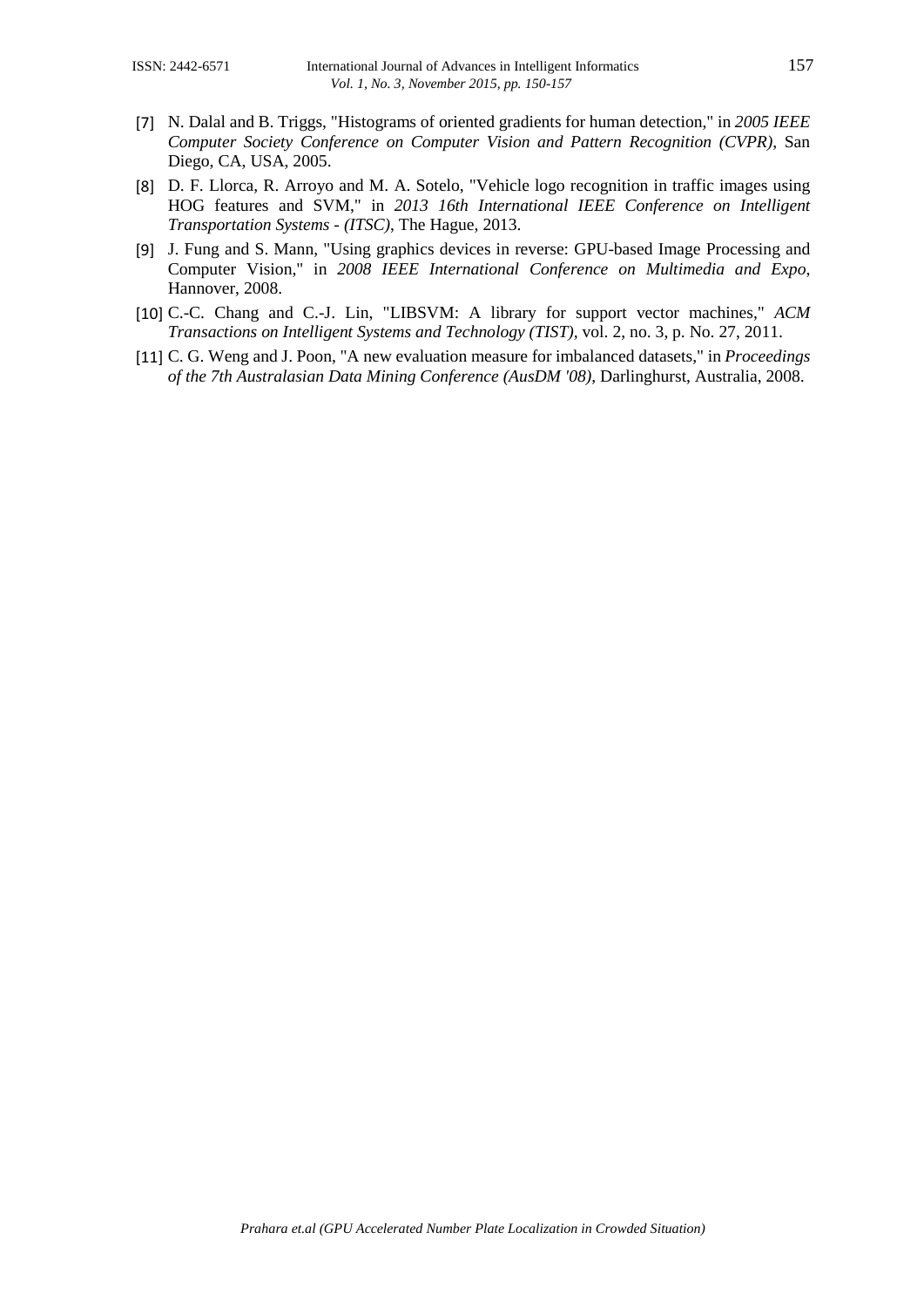[7] N. Dalal and B. Triggs, "Histograms of oriented gradients for human detection," in *2005 IEEE Computer Society Conference on Computer Vision and Pattern Recognition (CVPR)*, San Diego, CA, USA, 2005.

[8] D. F. Llorca, R. Arroyo and M. A. Sotelo, "Vehicle logo recognition in traffic images using HOG features and SVM," in *2013 16th International IEEE Conference on Intelligent Transportation Systems - (ITSC)*, The Hague, 2013.

[9] J. Fung and S. Mann, "Using graphics devices in reverse: GPU-based Image Processing and Computer Vision," in *2008 IEEE International Conference on Multimedia and Expo*, Hannover, 2008.

[10] C.-C. Chang and C.-J. Lin, "LIBSVM: A library for support vector machines," *ACM Transactions on Intelligent Systems and Technology (TIST)*, vol. 2, no. 3, p. No. 27, 2011.

[11] C. G. Weng and J. Poon, "A new evaluation measure for imbalanced datasets," in *Proceedings of the 7th Australasian Data Mining Conference (AusDM '08)*, Darlinghurst, Australia, 2008.